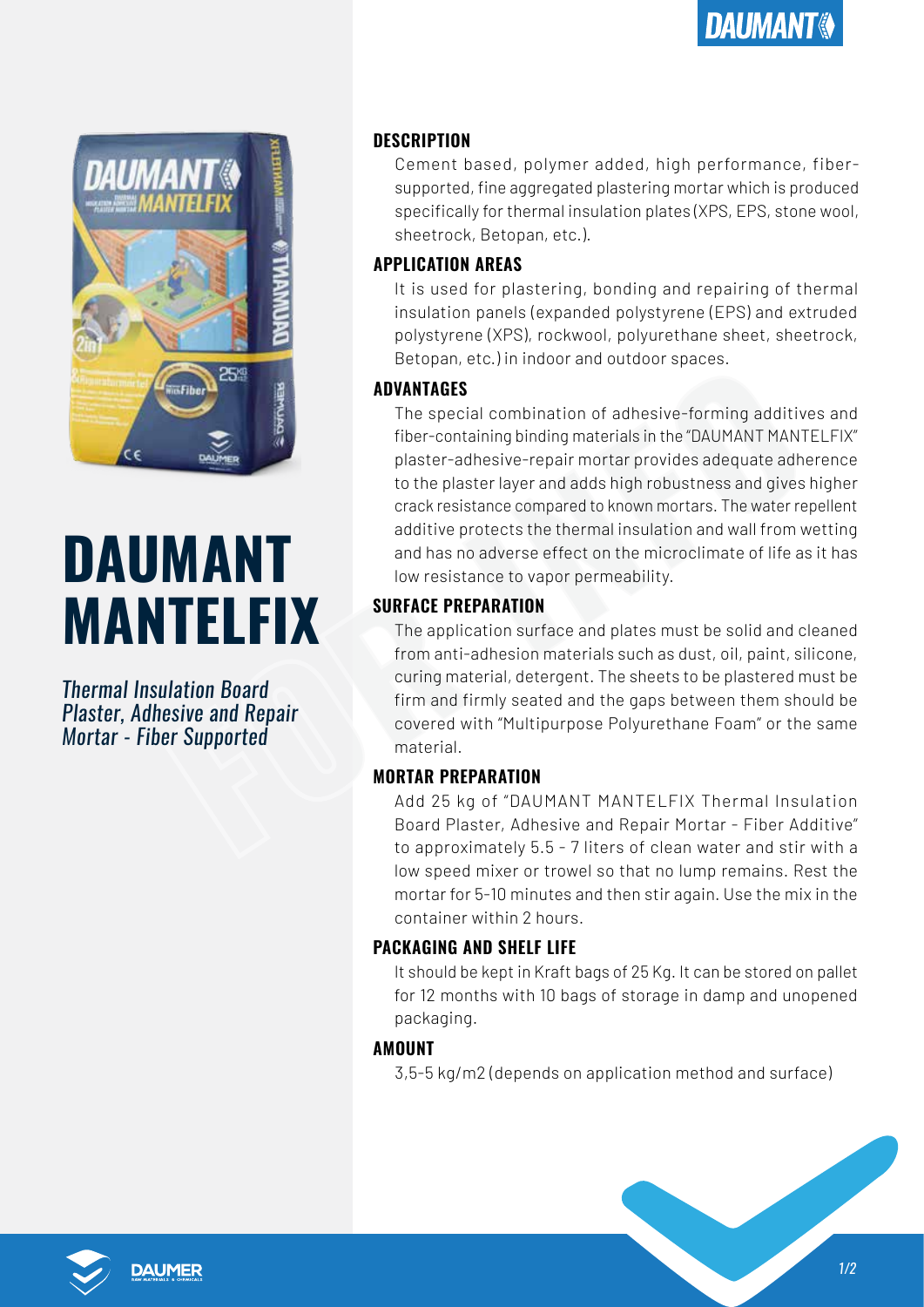# DAUMANT MANTELFIX

*Thermal Insulation Board Plaster, Adhesive and Repair Mortar - Fiber Supported*

## DESCRIPTION

Cement based, polymer added, high performance, fiber-supported, fine aggregated plastering mortar which is produced specifically for thermal insulation plates (XPS, EPS, stone wool, sheetrock, Betopan, etc.).

## APPLICATION AREAS

It is used for plastering, bonding and repairing of thermal insulation panels (expanded polystyrene (EPS) and extruded polystyrene (XPS), rockwool, polyurethane sheet, sheetrock, Betopan, etc.) in indoor and outdoor spaces.

## ADVANTAGES

The special combination of adhesive-forming additives and fiber-containing binding materials in the "DAUMANT MANTELFIX" plaster-adhesive-repair mortar provides adequate adherence to the plaster layer and adds high robustness and gives higher crack resistance compared to known mortars. The water repellent additive protects the thermal insulation and wall from wetting and has no adverse effect on the microclimate of life as it has low resistance to vapor permeability.

## SURFACE PREPARATION

The application surface and plates must be solid and cleaned from anti-adhesion materials such as dust, oil, paint, silicone, curing material, detergent. The sheets to be plastered must be firm and firmly seated and the gaps between them should be covered with "Multipurpose Polyurethane Foam" or the same material.

## MORTAR PREPARATION

Add 25 kg of "DAUMANT MANTELFIX Thermal Insulation Board Plaster, Adhesive and Repair Mortar - Fiber Additive" to approximately 5.5 - 7 liters of clean water and stir with a low speed mixer or trowel so that no lump remains. Rest the mortar for 5-10 minutes and then stir again. Use the mix in the container within 2 hours.

## PACKAGING AND SHELF LIFE

It should be kept in Kraft bags of 25 Kg. It can be stored on pallet for 12 months with 10 bags of storage in damp and unopened packaging.

## AMOUNT

3,5-5 kg/m2 (depends on application method and surface)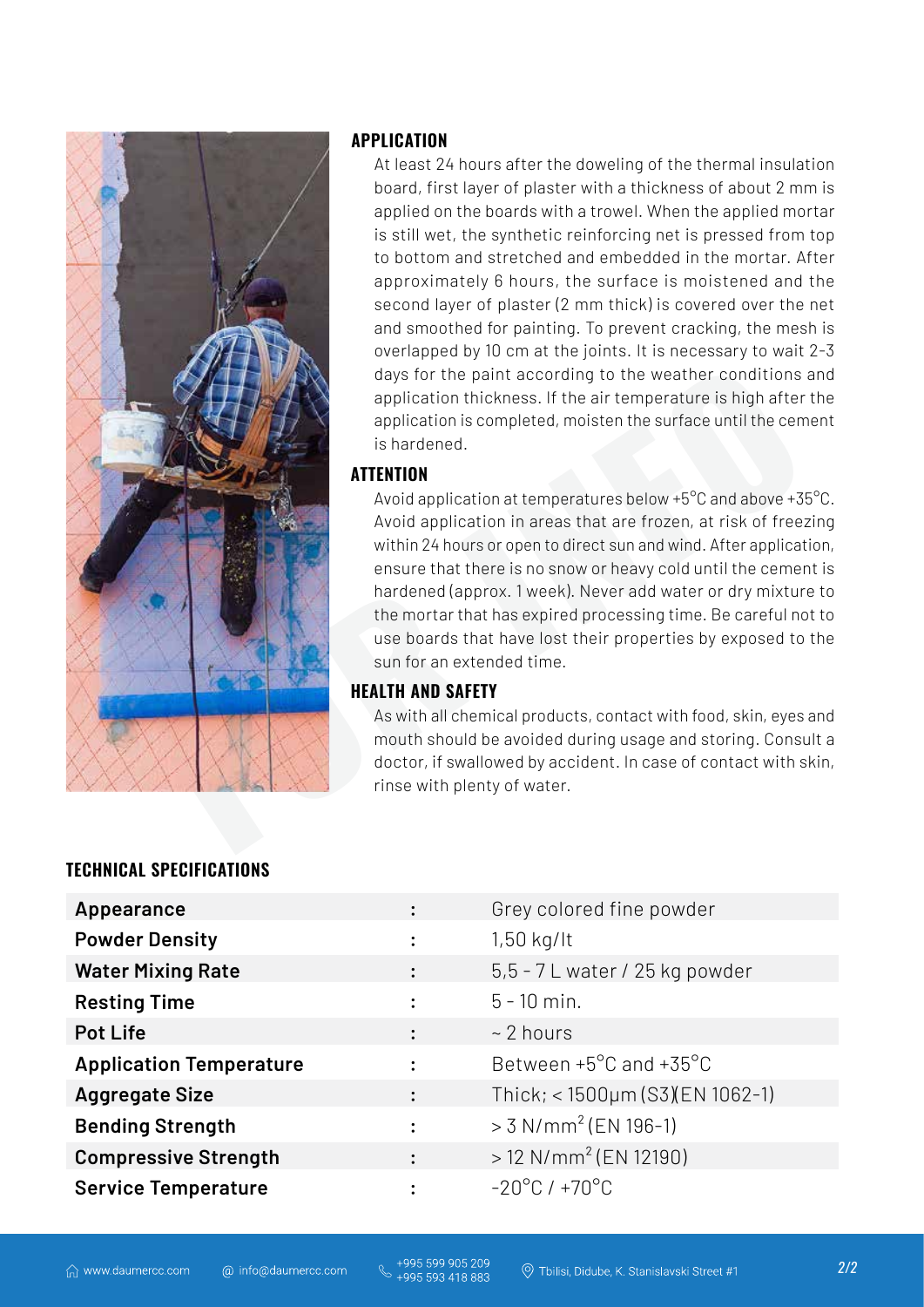## APPLICATION

At least 24 hours after the doweling of the thermal insulation board, first layer of plaster with a thickness of about 2 mm is applied on the boards with a trowel. When the applied mortar is still wet, the synthetic reinforcing net is pressed from top to bottom and stretched and embedded in the mortar. After approximately 6 hours, the surface is moistened and the second layer of plaster (2 mm thick) is covered over the net and smoothed for painting. To prevent cracking, the mesh is overlapped by 10 cm at the joints. It is necessary to wait 2-3 days for the paint according to the weather conditions and application thickness. If the air temperature is high after the application is completed, moisten the surface until the cement is hardened.

## ATTENTION

Avoid application at temperatures below +5°C and above +35°C. Avoid application in areas that are frozen, at risk of freezing within 24 hours or open to direct sun and wind. After application, ensure that there is no snow or heavy cold until the cement is hardened (approx. 1 week). Never add water or dry mixture to the mortar that has expired processing time. Be careful not to use boards that have lost their properties by exposed to the sun for an extended time.

## HEALTH AND SAFETY

As with all chemical products, contact with food, skin, eyes and mouth should be avoided during usage and storing. Consult a doctor, if swallowed by accident. In case of contact with skin, rinse with plenty of water.

## TECHNICAL SPECIFICATIONS

| | | |
|---|---|---|
| **Appearance** | : | Grey colored fine powder |
| **Powder Density** | : | 1,50 kg/lt |
| **Water Mixing Rate** | : | 5,5 - 7 L water / 25 kg powder |
| **Resting Time** | : | 5 - 10 min. |
| **Pot Life** | : | ~ 2 hours |
| **Application Temperature** | : | Between +5°C and +35°C |
| **Aggregate Size** | : | Thick; < 1500µm (S3)(EN 1062-1) |
| **Bending Strength** | : | > 3 N/mm$^2$ (EN 196-1) |
| **Compressive Strength** | : | > 12 N/mm$^2$ (EN 12190) |
| **Service Temperature** | : | -20°C / +70°C |

www.daumercc.com | info@daumercc.com | +995 599 905 209 +995 593 418 883 | Tbilisi, Didube, K. Stanislavski Street #1